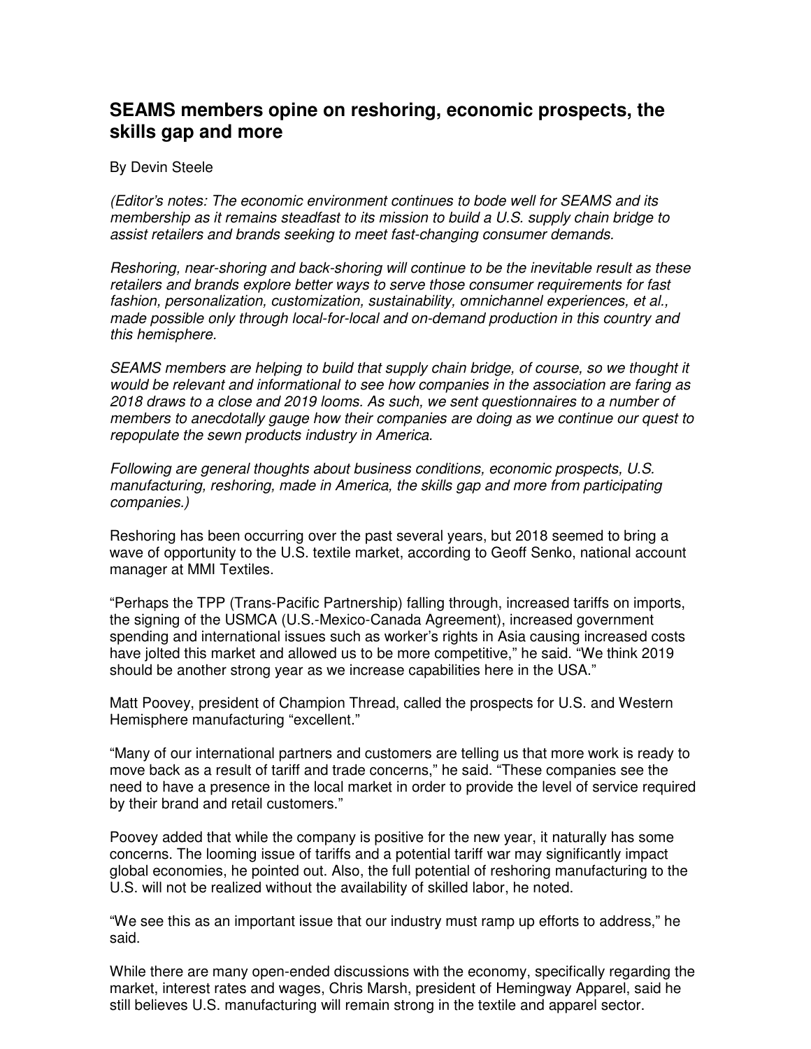# SEAMS members opine on reshoring, economic prospects, the skills gap and more

By Devin Steele

*(Editor's notes: The economic environment continues to bode well for SEAMS and its membership as it remains steadfast to its mission to build a U.S. supply chain bridge to assist retailers and brands seeking to meet fast-changing consumer demands.*

*Reshoring, near-shoring and back-shoring will continue to be the inevitable result as these retailers and brands explore better ways to serve those consumer requirements for fast fashion, personalization, customization, sustainability, omnichannel experiences, et al., made possible only through local-for-local and on-demand production in this country and this hemisphere.*

*SEAMS members are helping to build that supply chain bridge, of course, so we thought it would be relevant and informational to see how companies in the association are faring as 2018 draws to a close and 2019 looms. As such, we sent questionnaires to a number of members to anecdotally gauge how their companies are doing as we continue our quest to repopulate the sewn products industry in America.*

*Following are general thoughts about business conditions, economic prospects, U.S. manufacturing, reshoring, made in America, the skills gap and more from participating companies.)*

Reshoring has been occurring over the past several years, but 2018 seemed to bring a wave of opportunity to the U.S. textile market, according to Geoff Senko, national account manager at MMI Textiles.

"Perhaps the TPP (Trans-Pacific Partnership) falling through, increased tariffs on imports, the signing of the USMCA (U.S.-Mexico-Canada Agreement), increased government spending and international issues such as worker's rights in Asia causing increased costs have jolted this market and allowed us to be more competitive," he said. "We think 2019 should be another strong year as we increase capabilities here in the USA."

Matt Poovey, president of Champion Thread, called the prospects for U.S. and Western Hemisphere manufacturing "excellent."

"Many of our international partners and customers are telling us that more work is ready to move back as a result of tariff and trade concerns," he said. "These companies see the need to have a presence in the local market in order to provide the level of service required by their brand and retail customers."

Poovey added that while the company is positive for the new year, it naturally has some concerns. The looming issue of tariffs and a potential tariff war may significantly impact global economies, he pointed out. Also, the full potential of reshoring manufacturing to the U.S. will not be realized without the availability of skilled labor, he noted.

"We see this as an important issue that our industry must ramp up efforts to address," he said.

While there are many open-ended discussions with the economy, specifically regarding the market, interest rates and wages, Chris Marsh, president of Hemingway Apparel, said he still believes U.S. manufacturing will remain strong in the textile and apparel sector.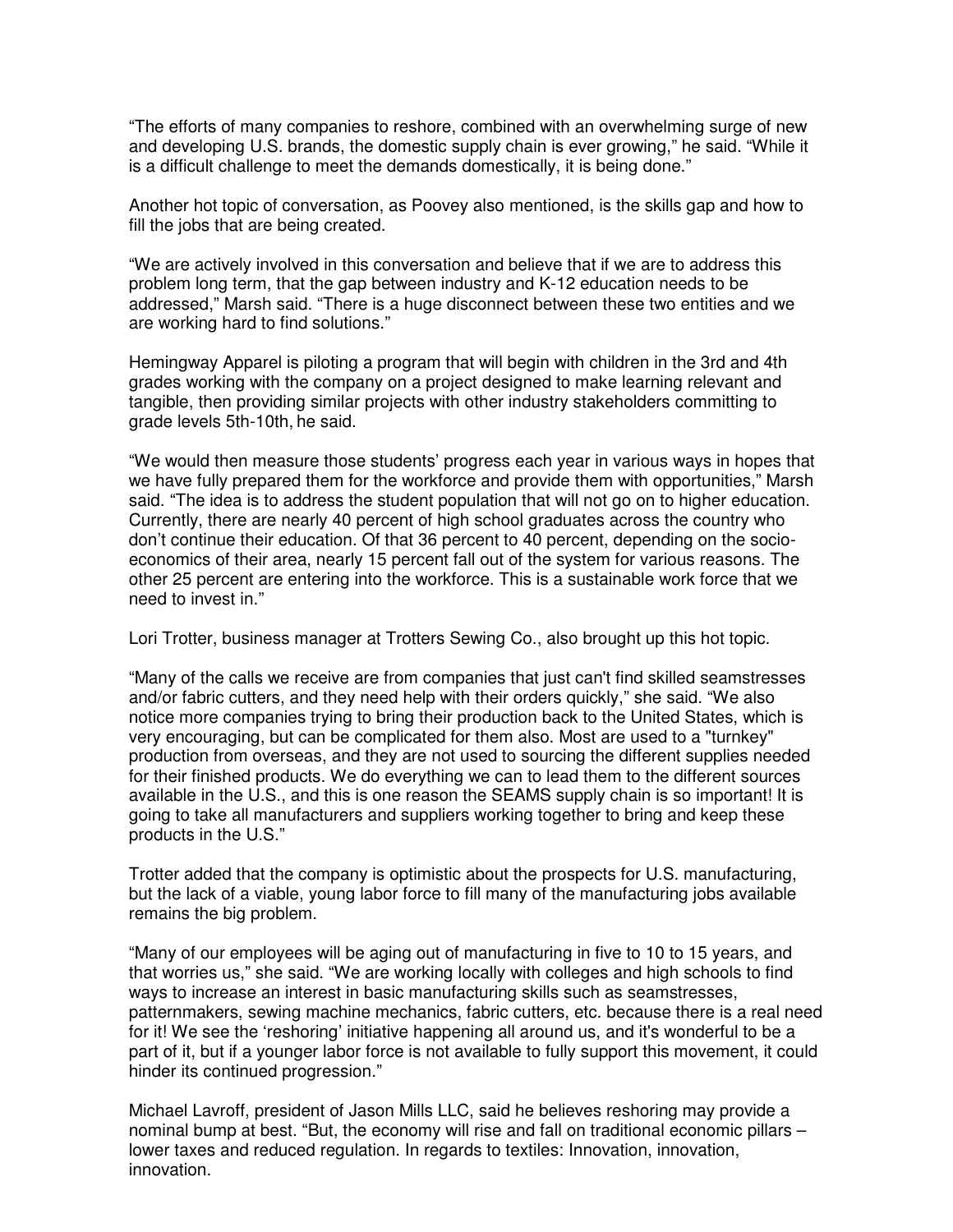"The efforts of many companies to reshore, combined with an overwhelming surge of new and developing U.S. brands, the domestic supply chain is ever growing," he said. "While it is a difficult challenge to meet the demands domestically, it is being done."

Another hot topic of conversation, as Poovey also mentioned, is the skills gap and how to fill the jobs that are being created.

"We are actively involved in this conversation and believe that if we are to address this problem long term, that the gap between industry and K-12 education needs to be addressed," Marsh said. "There is a huge disconnect between these two entities and we are working hard to find solutions."

Hemingway Apparel is piloting a program that will begin with children in the 3rd and 4th grades working with the company on a project designed to make learning relevant and tangible, then providing similar projects with other industry stakeholders committing to grade levels 5th-10th, he said.

"We would then measure those students' progress each year in various ways in hopes that we have fully prepared them for the workforce and provide them with opportunities," Marsh said. "The idea is to address the student population that will not go on to higher education. Currently, there are nearly 40 percent of high school graduates across the country who don't continue their education. Of that 36 percent to 40 percent, depending on the socio-economics of their area, nearly 15 percent fall out of the system for various reasons. The other 25 percent are entering into the workforce. This is a sustainable work force that we need to invest in."

Lori Trotter, business manager at Trotters Sewing Co., also brought up this hot topic.

"Many of the calls we receive are from companies that just can't find skilled seamstresses and/or fabric cutters, and they need help with their orders quickly," she said. "We also notice more companies trying to bring their production back to the United States, which is very encouraging, but can be complicated for them also. Most are used to a "turnkey" production from overseas, and they are not used to sourcing the different supplies needed for their finished products. We do everything we can to lead them to the different sources available in the U.S., and this is one reason the SEAMS supply chain is so important! It is going to take all manufacturers and suppliers working together to bring and keep these products in the U.S."

Trotter added that the company is optimistic about the prospects for U.S. manufacturing, but the lack of a viable, young labor force to fill many of the manufacturing jobs available remains the big problem.

"Many of our employees will be aging out of manufacturing in five to 10 to 15 years, and that worries us," she said. "We are working locally with colleges and high schools to find ways to increase an interest in basic manufacturing skills such as seamstresses, patternmakers, sewing machine mechanics, fabric cutters, etc. because there is a real need for it! We see the 'reshoring' initiative happening all around us, and it's wonderful to be a part of it, but if a younger labor force is not available to fully support this movement, it could hinder its continued progression."

Michael Lavroff, president of Jason Mills LLC, said he believes reshoring may provide a nominal bump at best. "But, the economy will rise and fall on traditional economic pillars – lower taxes and reduced regulation. In regards to textiles: Innovation, innovation, innovation.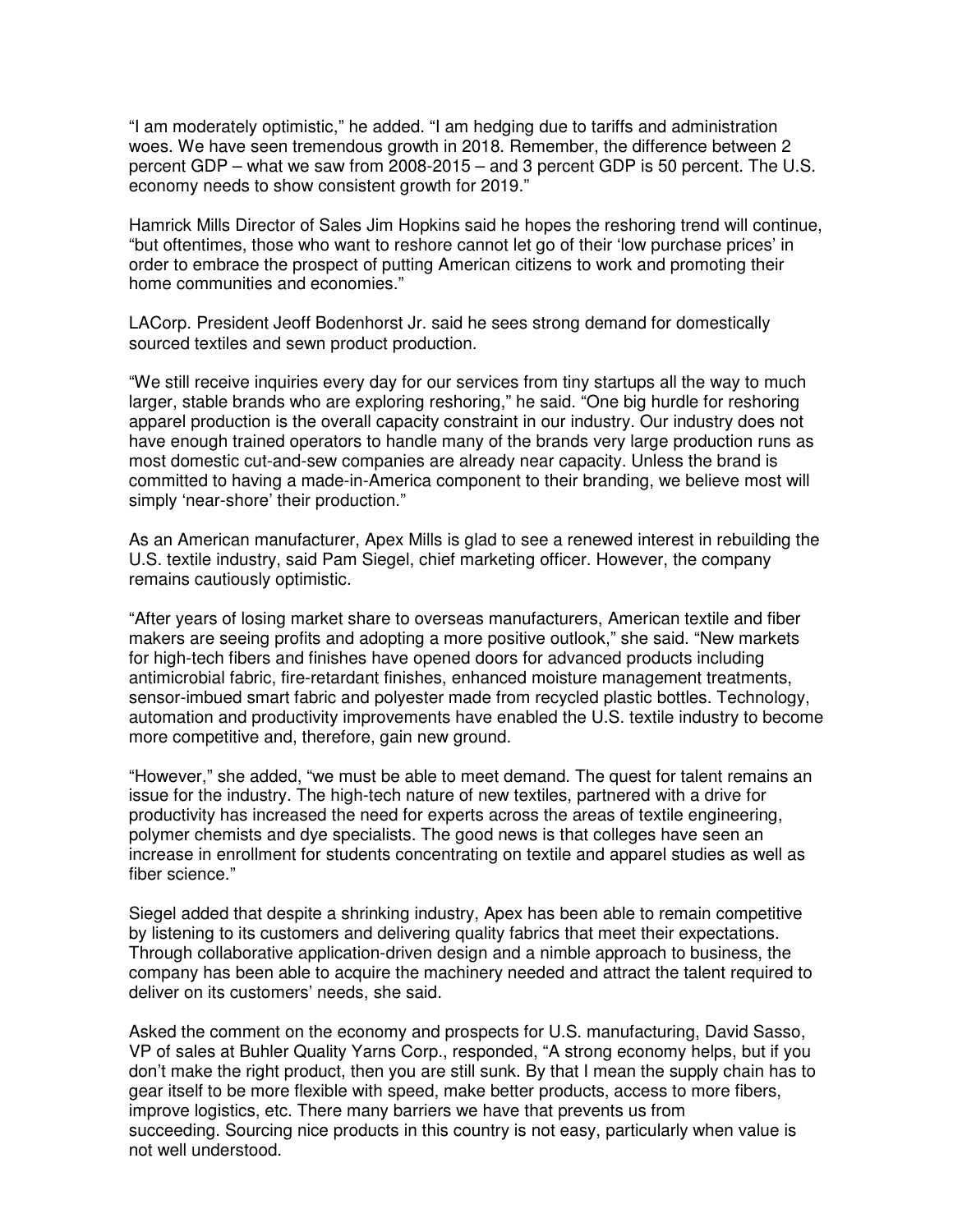"I am moderately optimistic," he added. "I am hedging due to tariffs and administration woes. We have seen tremendous growth in 2018. Remember, the difference between 2 percent GDP – what we saw from 2008-2015 – and 3 percent GDP is 50 percent. The U.S. economy needs to show consistent growth for 2019."

Hamrick Mills Director of Sales Jim Hopkins said he hopes the reshoring trend will continue, "but oftentimes, those who want to reshore cannot let go of their 'low purchase prices' in order to embrace the prospect of putting American citizens to work and promoting their home communities and economies."

LACorp. President Jeoff Bodenhorst Jr. said he sees strong demand for domestically sourced textiles and sewn product production.

"We still receive inquiries every day for our services from tiny startups all the way to much larger, stable brands who are exploring reshoring," he said. "One big hurdle for reshoring apparel production is the overall capacity constraint in our industry. Our industry does not have enough trained operators to handle many of the brands very large production runs as most domestic cut-and-sew companies are already near capacity. Unless the brand is committed to having a made-in-America component to their branding, we believe most will simply 'near-shore' their production."

As an American manufacturer, Apex Mills is glad to see a renewed interest in rebuilding the U.S. textile industry, said Pam Siegel, chief marketing officer. However, the company remains cautiously optimistic.

"After years of losing market share to overseas manufacturers, American textile and fiber makers are seeing profits and adopting a more positive outlook," she said. "New markets for high-tech fibers and finishes have opened doors for advanced products including antimicrobial fabric, fire-retardant finishes, enhanced moisture management treatments, sensor-imbued smart fabric and polyester made from recycled plastic bottles. Technology, automation and productivity improvements have enabled the U.S. textile industry to become more competitive and, therefore, gain new ground.

"However," she added, "we must be able to meet demand. The quest for talent remains an issue for the industry. The high-tech nature of new textiles, partnered with a drive for productivity has increased the need for experts across the areas of textile engineering, polymer chemists and dye specialists. The good news is that colleges have seen an increase in enrollment for students concentrating on textile and apparel studies as well as fiber science."

Siegel added that despite a shrinking industry, Apex has been able to remain competitive by listening to its customers and delivering quality fabrics that meet their expectations. Through collaborative application-driven design and a nimble approach to business, the company has been able to acquire the machinery needed and attract the talent required to deliver on its customers' needs, she said.

Asked the comment on the economy and prospects for U.S. manufacturing, David Sasso, VP of sales at Buhler Quality Yarns Corp., responded, "A strong economy helps, but if you don't make the right product, then you are still sunk. By that I mean the supply chain has to gear itself to be more flexible with speed, make better products, access to more fibers, improve logistics, etc. There many barriers we have that prevents us from succeeding. Sourcing nice products in this country is not easy, particularly when value is not well understood.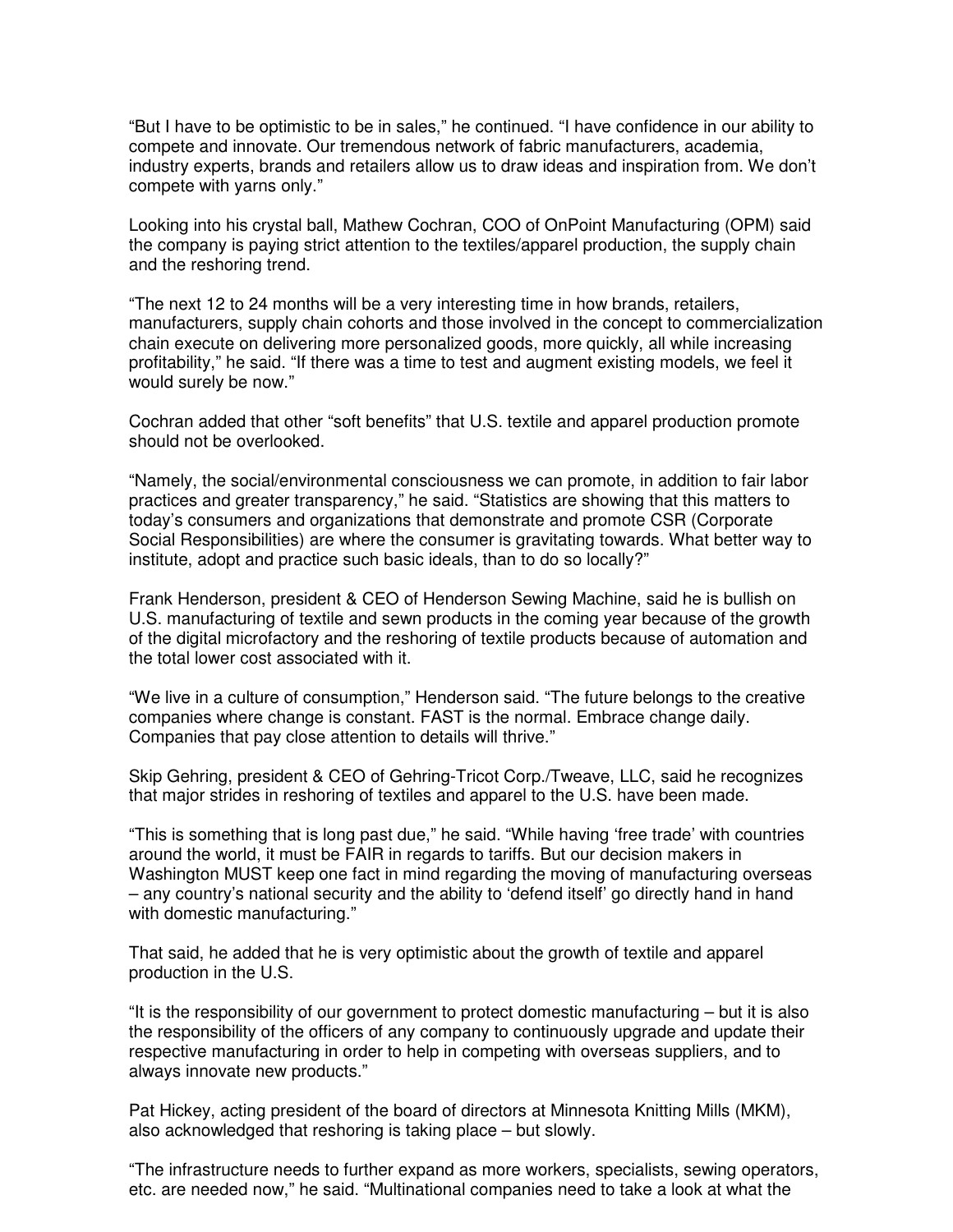"But I have to be optimistic to be in sales," he continued. "I have confidence in our ability to compete and innovate. Our tremendous network of fabric manufacturers, academia, industry experts, brands and retailers allow us to draw ideas and inspiration from. We don't compete with yarns only."

Looking into his crystal ball, Mathew Cochran, COO of OnPoint Manufacturing (OPM) said the company is paying strict attention to the textiles/apparel production, the supply chain and the reshoring trend.

"The next 12 to 24 months will be a very interesting time in how brands, retailers, manufacturers, supply chain cohorts and those involved in the concept to commercialization chain execute on delivering more personalized goods, more quickly, all while increasing profitability," he said. "If there was a time to test and augment existing models, we feel it would surely be now."

Cochran added that other "soft benefits" that U.S. textile and apparel production promote should not be overlooked.

"Namely, the social/environmental consciousness we can promote, in addition to fair labor practices and greater transparency," he said. "Statistics are showing that this matters to today's consumers and organizations that demonstrate and promote CSR (Corporate Social Responsibilities) are where the consumer is gravitating towards. What better way to institute, adopt and practice such basic ideals, than to do so locally?"

Frank Henderson, president & CEO of Henderson Sewing Machine, said he is bullish on U.S. manufacturing of textile and sewn products in the coming year because of the growth of the digital microfactory and the reshoring of textile products because of automation and the total lower cost associated with it.

"We live in a culture of consumption," Henderson said. "The future belongs to the creative companies where change is constant. FAST is the normal. Embrace change daily. Companies that pay close attention to details will thrive."

Skip Gehring, president & CEO of Gehring-Tricot Corp./Tweave, LLC, said he recognizes that major strides in reshoring of textiles and apparel to the U.S. have been made.

"This is something that is long past due," he said. "While having 'free trade' with countries around the world, it must be FAIR in regards to tariffs. But our decision makers in Washington MUST keep one fact in mind regarding the moving of manufacturing overseas – any country's national security and the ability to 'defend itself' go directly hand in hand with domestic manufacturing."

That said, he added that he is very optimistic about the growth of textile and apparel production in the U.S.

"It is the responsibility of our government to protect domestic manufacturing – but it is also the responsibility of the officers of any company to continuously upgrade and update their respective manufacturing in order to help in competing with overseas suppliers, and to always innovate new products."

Pat Hickey, acting president of the board of directors at Minnesota Knitting Mills (MKM), also acknowledged that reshoring is taking place – but slowly.

"The infrastructure needs to further expand as more workers, specialists, sewing operators, etc. are needed now," he said. "Multinational companies need to take a look at what the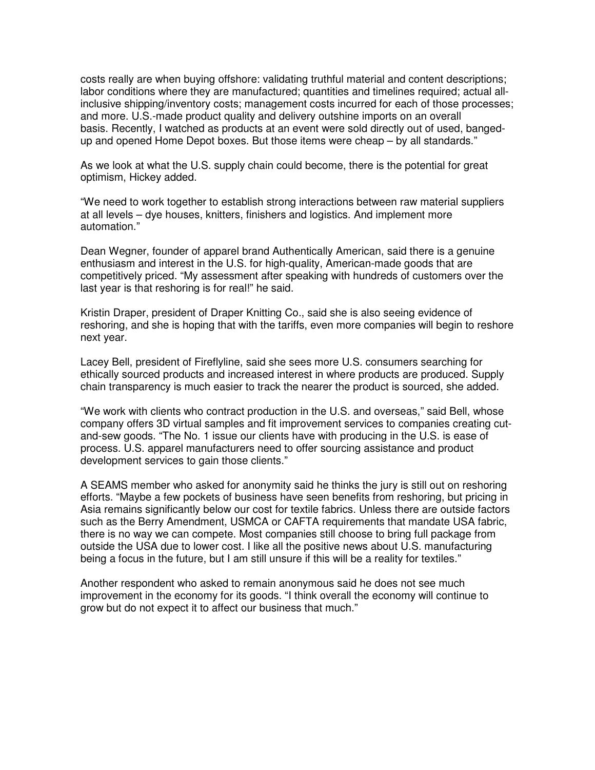costs really are when buying offshore: validating truthful material and content descriptions; labor conditions where they are manufactured; quantities and timelines required; actual all-inclusive shipping/inventory costs; management costs incurred for each of those processes; and more. U.S.-made product quality and delivery outshine imports on an overall basis. Recently, I watched as products at an event were sold directly out of used, banged-up and opened Home Depot boxes. But those items were cheap – by all standards."

As we look at what the U.S. supply chain could become, there is the potential for great optimism, Hickey added.

"We need to work together to establish strong interactions between raw material suppliers at all levels – dye houses, knitters, finishers and logistics. And implement more automation."

Dean Wegner, founder of apparel brand Authentically American, said there is a genuine enthusiasm and interest in the U.S. for high-quality, American-made goods that are competitively priced. "My assessment after speaking with hundreds of customers over the last year is that reshoring is for real!" he said.

Kristin Draper, president of Draper Knitting Co., said she is also seeing evidence of reshoring, and she is hoping that with the tariffs, even more companies will begin to reshore next year.

Lacey Bell, president of Fireflyline, said she sees more U.S. consumers searching for ethically sourced products and increased interest in where products are produced. Supply chain transparency is much easier to track the nearer the product is sourced, she added.

"We work with clients who contract production in the U.S. and overseas," said Bell, whose company offers 3D virtual samples and fit improvement services to companies creating cut-and-sew goods. "The No. 1 issue our clients have with producing in the U.S. is ease of process. U.S. apparel manufacturers need to offer sourcing assistance and product development services to gain those clients."

A SEAMS member who asked for anonymity said he thinks the jury is still out on reshoring efforts. "Maybe a few pockets of business have seen benefits from reshoring, but pricing in Asia remains significantly below our cost for textile fabrics. Unless there are outside factors such as the Berry Amendment, USMCA or CAFTA requirements that mandate USA fabric, there is no way we can compete. Most companies still choose to bring full package from outside the USA due to lower cost. I like all the positive news about U.S. manufacturing being a focus in the future, but I am still unsure if this will be a reality for textiles."

Another respondent who asked to remain anonymous said he does not see much improvement in the economy for its goods. "I think overall the economy will continue to grow but do not expect it to affect our business that much."